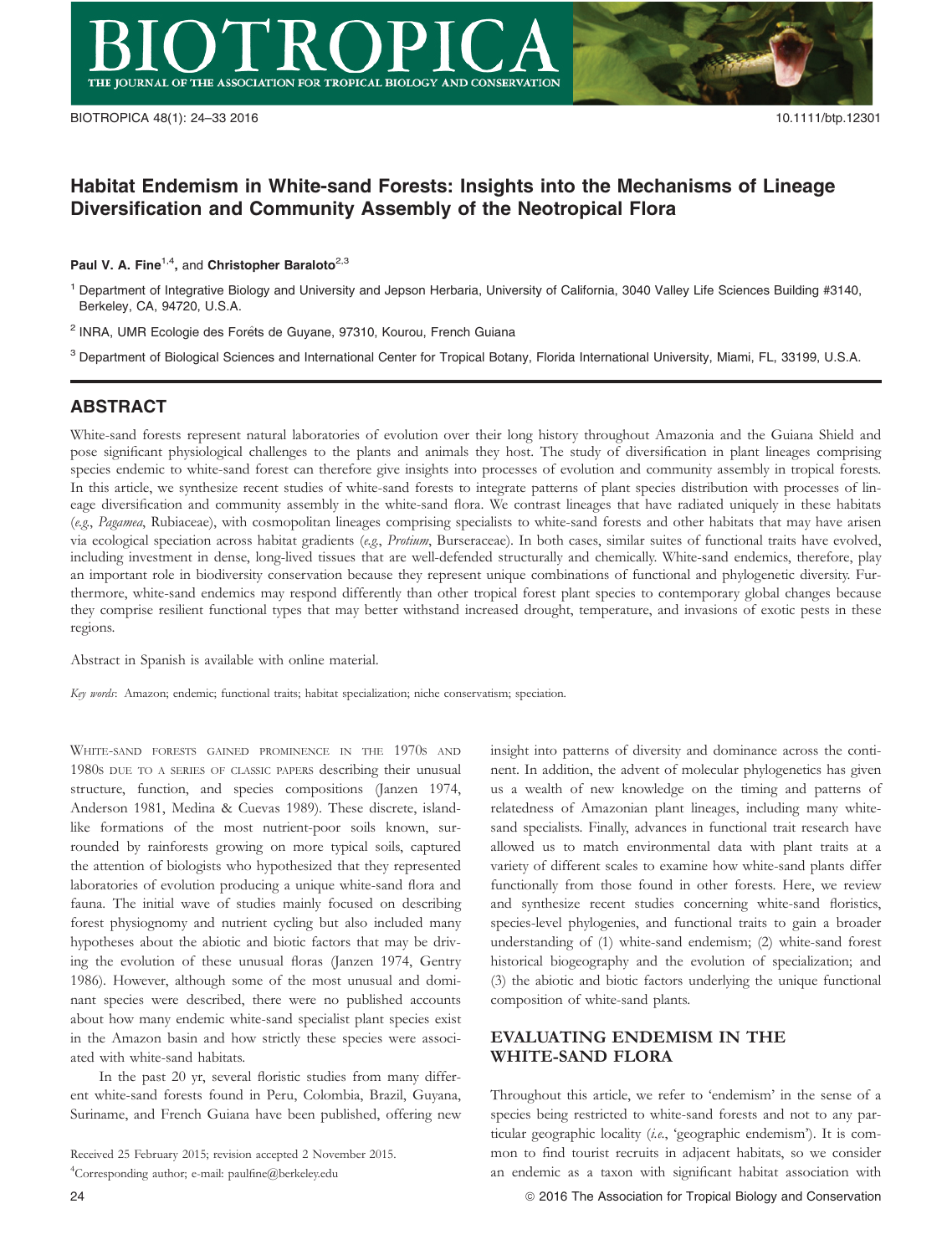# Habitat Endemism in White-sand Forests: Insights into the Mechanisms of Lineage Diversification and Community Assembly of the Neotropical Flora

**Paul V. A. Fine**[1,4], and **Christopher Baraloto**[2,3]

[1] Department of Integrative Biology and University and Jepson Herbaria, University of California, 3040 Valley Life Sciences Building #3140, Berkeley, CA, 94720, U.S.A.

[2] INRA, UMR Ecologie des Forêts de Guyane, 97310, Kourou, French Guiana

[3] Department of Biological Sciences and International Center for Tropical Botany, Florida International University, Miami, FL, 33199, U.S.A.

## ABSTRACT

White-sand forests represent natural laboratories of evolution over their long history throughout Amazonia and the Guiana Shield and pose significant physiological challenges to the plants and animals they host. The study of diversification in plant lineages comprising species endemic to white-sand forest can therefore give insights into processes of evolution and community assembly in tropical forests. In this article, we synthesize recent studies of white-sand forests to integrate patterns of plant species distribution with processes of lineage diversification and community assembly in the white-sand flora. We contrast lineages that have radiated uniquely in these habitats (*e.g.*, *Pagamea*, Rubiaceae), with cosmopolitan lineages comprising specialists to white-sand forests and other habitats that may have arisen via ecological speciation across habitat gradients (*e.g.*, *Protium*, Burseraceae). In both cases, similar suites of functional traits have evolved, including investment in dense, long-lived tissues that are well-defended structurally and chemically. White-sand endemics, therefore, play an important role in biodiversity conservation because they represent unique combinations of functional and phylogenetic diversity. Furthermore, white-sand endemics may respond differently than other tropical forest plant species to contemporary global changes because they comprise resilient functional types that may better withstand increased drought, temperature, and invasions of exotic pests in these regions.

Abstract in Spanish is available with online material.

*Key words*: Amazon; endemic; functional traits; habitat specialization; niche conservatism; speciation.

White-sand forests gained prominence in the 1970s and 1980s due to a series of classic papers describing their unusual structure, function, and species compositions (Janzen 1974, Anderson 1981, Medina & Cuevas 1989). These discrete, island-like formations of the most nutrient-poor soils known, surrounded by rainforests growing on more typical soils, captured the attention of biologists who hypothesized that they represented laboratories of evolution producing a unique white-sand flora and fauna. The initial wave of studies mainly focused on describing forest physiognomy and nutrient cycling but also included many hypotheses about the abiotic and biotic factors that may be driving the evolution of these unusual floras (Janzen 1974, Gentry 1986). However, although some of the most unusual and dominant species were described, there were no published accounts about how many endemic white-sand specialist plant species exist in the Amazon basin and how strictly these species were associated with white-sand habitats.

In the past 20 yr, several floristic studies from many different white-sand forests found in Peru, Colombia, Brazil, Guyana, Suriname, and French Guiana have been published, offering new insight into patterns of diversity and dominance across the continent. In addition, the advent of molecular phylogenetics has given us a wealth of new knowledge on the timing and patterns of relatedness of Amazonian plant lineages, including many white-sand specialists. Finally, advances in functional trait research have allowed us to match environmental data with plant traits at a variety of different scales to examine how white-sand plants differ functionally from those found in other forests. Here, we review and synthesize recent studies concerning white-sand floristics, species-level phylogenies, and functional traits to gain a broader understanding of (1) white-sand endemism; (2) white-sand forest historical biogeography and the evolution of specialization; and (3) the abiotic and biotic factors underlying the unique functional composition of white-sand plants.

## EVALUATING ENDEMISM IN THE WHITE-SAND FLORA

Throughout this article, we refer to 'endemism' in the sense of a species being restricted to white-sand forests and not to any particular geographic locality (*i.e.*, 'geographic endemism'). It is common to find tourist recruits in adjacent habitats, so we consider an endemic as a taxon with significant habitat association with

Received 25 February 2015; revision accepted 2 November 2015.

[4]Corresponding author; e-mail: paulfine@berkeley.edu

© 2016 The Association for Tropical Biology and Conservation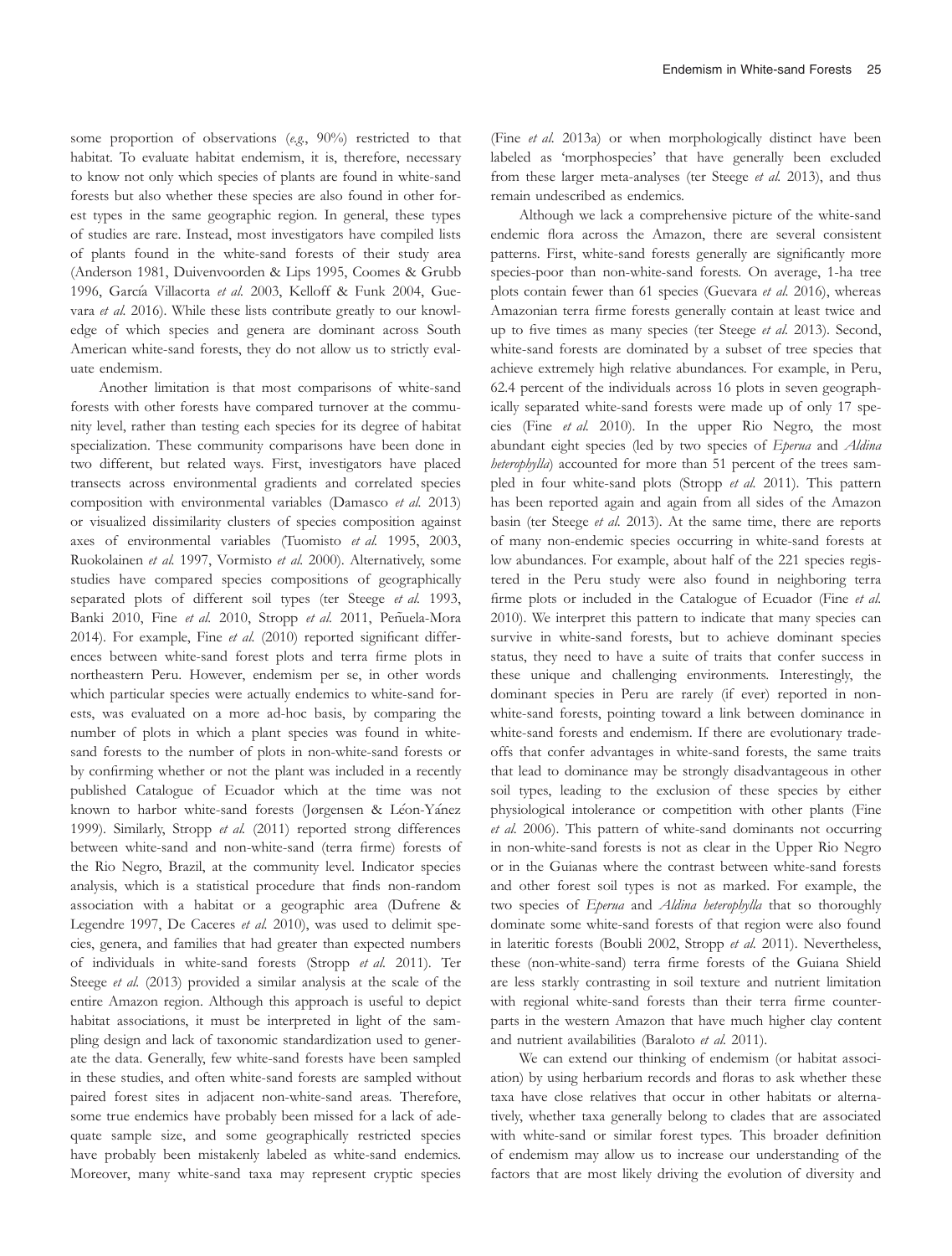some proportion of observations (*e.g.*, 90%) restricted to that habitat. To evaluate habitat endemism, it is, therefore, necessary to know not only which species of plants are found in white-sand forests but also whether these species are also found in other forest types in the same geographic region. In general, these types of studies are rare. Instead, most investigators have compiled lists of plants found in the white-sand forests of their study area (Anderson 1981, Duivenvoorden & Lips 1995, Coomes & Grubb 1996, García Villacorta *et al.* 2003, Kelloff & Funk 2004, Guevara *et al.* 2016). While these lists contribute greatly to our knowledge of which species and genera are dominant across South American white-sand forests, they do not allow us to strictly evaluate endemism.

Another limitation is that most comparisons of white-sand forests with other forests have compared turnover at the community level, rather than testing each species for its degree of habitat specialization. These community comparisons have been done in two different, but related ways. First, investigators have placed transects across environmental gradients and correlated species composition with environmental variables (Damasco *et al.* 2013) or visualized dissimilarity clusters of species composition against axes of environmental variables (Tuomisto *et al.* 1995, 2003, Ruokolainen *et al.* 1997, Vormisto *et al.* 2000). Alternatively, some studies have compared species compositions of geographically separated plots of different soil types (ter Steege *et al.* 1993, Banki 2010, Fine *et al.* 2010, Stropp *et al.* 2011, Peñuela-Mora 2014). For example, Fine *et al.* (2010) reported significant differences between white-sand forest plots and terra firme plots in northeastern Peru. However, endemism per se, in other words which particular species were actually endemics to white-sand forests, was evaluated on a more ad-hoc basis, by comparing the number of plots in which a plant species was found in white-sand forests to the number of plots in non-white-sand forests or by confirming whether or not the plant was included in a recently published Catalogue of Ecuador which at the time was not known to harbor white-sand forests (Jørgensen & Léon-Yánez 1999). Similarly, Stropp *et al.* (2011) reported strong differences between white-sand and non-white-sand (terra firme) forests of the Rio Negro, Brazil, at the community level. Indicator species analysis, which is a statistical procedure that finds non-random association with a habitat or a geographic area (Dufrene & Legendre 1997, De Caceres *et al.* 2010), was used to delimit species, genera, and families that had greater than expected numbers of individuals in white-sand forests (Stropp *et al.* 2011). Ter Steege *et al.* (2013) provided a similar analysis at the scale of the entire Amazon region. Although this approach is useful to depict habitat associations, it must be interpreted in light of the sampling design and lack of taxonomic standardization used to generate the data. Generally, few white-sand forests have been sampled in these studies, and often white-sand forests are sampled without paired forest sites in adjacent non-white-sand areas. Therefore, some true endemics have probably been missed for a lack of adequate sample size, and some geographically restricted species have probably been mistakenly labeled as white-sand endemics. Moreover, many white-sand taxa may represent cryptic species (Fine *et al.* 2013a) or when morphologically distinct have been labeled as 'morphospecies' that have generally been excluded from these larger meta-analyses (ter Steege *et al.* 2013), and thus remain undescribed as endemics.

Although we lack a comprehensive picture of the white-sand endemic flora across the Amazon, there are several consistent patterns. First, white-sand forests generally are significantly more species-poor than non-white-sand forests. On average, 1-ha tree plots contain fewer than 61 species (Guevara *et al.* 2016), whereas Amazonian terra firme forests generally contain at least twice and up to five times as many species (ter Steege *et al.* 2013). Second, white-sand forests are dominated by a subset of tree species that achieve extremely high relative abundances. For example, in Peru, 62.4 percent of the individuals across 16 plots in seven geographically separated white-sand forests were made up of only 17 species (Fine *et al.* 2010). In the upper Rio Negro, the most abundant eight species (led by two species of *Eperua* and *Aldina heterophylla*) accounted for more than 51 percent of the trees sampled in four white-sand plots (Stropp *et al.* 2011). This pattern has been reported again and again from all sides of the Amazon basin (ter Steege *et al.* 2013). At the same time, there are reports of many non-endemic species occurring in white-sand forests at low abundances. For example, about half of the 221 species registered in the Peru study were also found in neighboring terra firme plots or included in the Catalogue of Ecuador (Fine *et al.* 2010). We interpret this pattern to indicate that many species can survive in white-sand forests, but to achieve dominant species status, they need to have a suite of traits that confer success in these unique and challenging environments. Interestingly, the dominant species in Peru are rarely (if ever) reported in non-white-sand forests, pointing toward a link between dominance in white-sand forests and endemism. If there are evolutionary tradeoffs that confer advantages in white-sand forests, the same traits that lead to dominance may be strongly disadvantageous in other soil types, leading to the exclusion of these species by either physiological intolerance or competition with other plants (Fine *et al.* 2006). This pattern of white-sand dominants not occurring in non-white-sand forests is not as clear in the Upper Rio Negro or in the Guianas where the contrast between white-sand forests and other forest soil types is not as marked. For example, the two species of *Eperua* and *Aldina heterophylla* that so thoroughly dominate some white-sand forests of that region were also found in lateritic forests (Boubli 2002, Stropp *et al.* 2011). Nevertheless, these (non-white-sand) terra firme forests of the Guiana Shield are less starkly contrasting in soil texture and nutrient limitation with regional white-sand forests than their terra firme counterparts in the western Amazon that have much higher clay content and nutrient availabilities (Baraloto *et al.* 2011).

We can extend our thinking of endemism (or habitat association) by using herbarium records and floras to ask whether these taxa have close relatives that occur in other habitats or alternatively, whether taxa generally belong to clades that are associated with white-sand or similar forest types. This broader definition of endemism may allow us to increase our understanding of the factors that are most likely driving the evolution of diversity and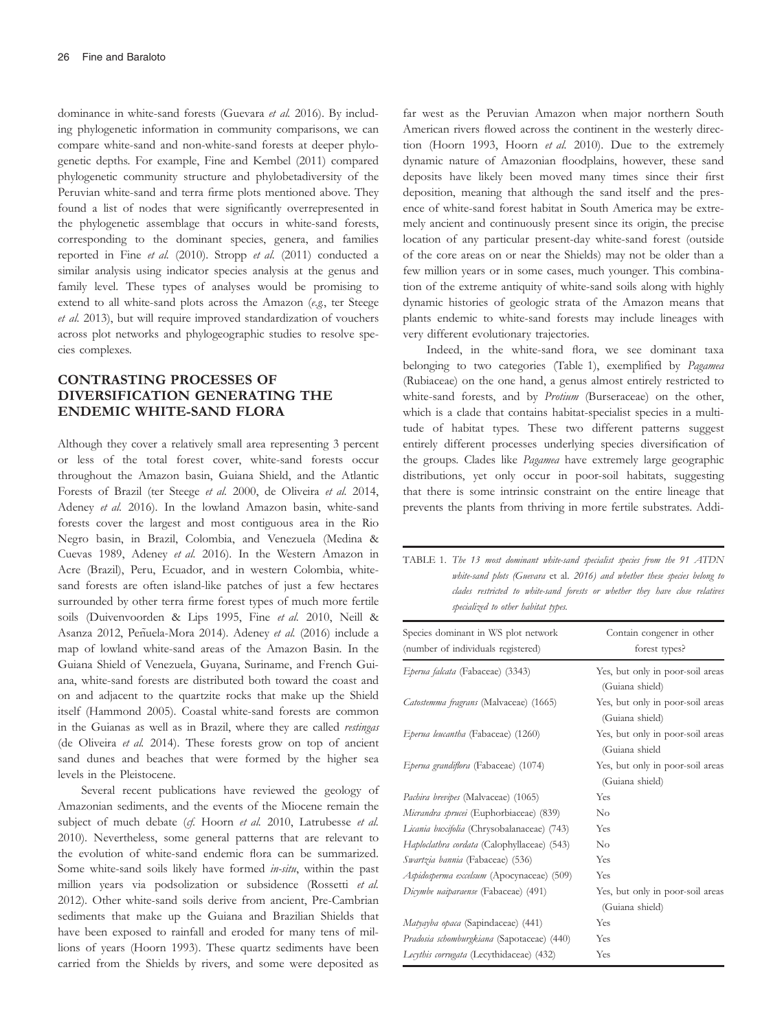dominance in white-sand forests (Guevara *et al.* 2016). By including phylogenetic information in community comparisons, we can compare white-sand and non-white-sand forests at deeper phylogenetic depths. For example, Fine and Kembel (2011) compared phylogenetic community structure and phylobetadiversity of the Peruvian white-sand and terra firme plots mentioned above. They found a list of nodes that were significantly overrepresented in the phylogenetic assemblage that occurs in white-sand forests, corresponding to the dominant species, genera, and families reported in Fine *et al.* (2010). Stropp *et al.* (2011) conducted a similar analysis using indicator species analysis at the genus and family level. These types of analyses would be promising to extend to all white-sand plots across the Amazon (*e.g.*, ter Steege *et al.* 2013), but will require improved standardization of vouchers across plot networks and phylogeographic studies to resolve species complexes.

## CONTRASTING PROCESSES OF DIVERSIFICATION GENERATING THE ENDEMIC WHITE-SAND FLORA

Although they cover a relatively small area representing 3 percent or less of the total forest cover, white-sand forests occur throughout the Amazon basin, Guiana Shield, and the Atlantic Forests of Brazil (ter Steege *et al.* 2000, de Oliveira *et al.* 2014, Adeney *et al.* 2016). In the lowland Amazon basin, white-sand forests cover the largest and most contiguous area in the Rio Negro basin, in Brazil, Colombia, and Venezuela (Medina & Cuevas 1989, Adeney *et al.* 2016). In the Western Amazon in Acre (Brazil), Peru, Ecuador, and in western Colombia, white-sand forests are often island-like patches of just a few hectares surrounded by other terra firme forest types of much more fertile soils (Duivenvoorden & Lips 1995, Fine *et al.* 2010, Neill & Asanza 2012, Peñuela-Mora 2014). Adeney *et al.* (2016) include a map of lowland white-sand areas of the Amazon Basin. In the Guiana Shield of Venezuela, Guyana, Suriname, and French Guiana, white-sand forests are distributed both toward the coast and on and adjacent to the quartzite rocks that make up the Shield itself (Hammond 2005). Coastal white-sand forests are common in the Guianas as well as in Brazil, where they are called *restingas* (de Oliveira *et al.* 2014). These forests grow on top of ancient sand dunes and beaches that were formed by the higher sea levels in the Pleistocene.

Several recent publications have reviewed the geology of Amazonian sediments, and the events of the Miocene remain the subject of much debate (*cf.* Hoorn *et al.* 2010, Latrubesse *et al.* 2010). Nevertheless, some general patterns that are relevant to the evolution of white-sand endemic flora can be summarized. Some white-sand soils likely have formed *in-situ*, within the past million years via podsolization or subsidence (Rossetti *et al.* 2012). Other white-sand soils derive from ancient, Pre-Cambrian sediments that make up the Guiana and Brazilian Shields that have been exposed to rainfall and eroded for many tens of millions of years (Hoorn 1993). These quartz sediments have been carried from the Shields by rivers, and some were deposited as far west as the Peruvian Amazon when major northern South American rivers flowed across the continent in the westerly direction (Hoorn 1993, Hoorn *et al.* 2010). Due to the extremely dynamic nature of Amazonian floodplains, however, these sand deposits have likely been moved many times since their first deposition, meaning that although the sand itself and the presence of white-sand forest habitat in South America may be extremely ancient and continuously present since its origin, the precise location of any particular present-day white-sand forest (outside of the core areas on or near the Shields) may not be older than a few million years or in some cases, much younger. This combination of the extreme antiquity of white-sand soils along with highly dynamic histories of geologic strata of the Amazon means that plants endemic to white-sand forests may include lineages with very different evolutionary trajectories.

Indeed, in the white-sand flora, we see dominant taxa belonging to two categories (Table 1), exemplified by *Pagamea* (Rubiaceae) on the one hand, a genus almost entirely restricted to white-sand forests, and by *Protium* (Burseraceae) on the other, which is a clade that contains habitat-specialist species in a multitude of habitat types. These two different patterns suggest entirely different processes underlying species diversification of the groups. Clades like *Pagamea* have extremely large geographic distributions, yet only occur in poor-soil habitats, suggesting that there is some intrinsic constraint on the entire lineage that prevents the plants from thriving in more fertile substrates. Addi-

TABLE 1. *The 13 most dominant white-sand specialist species from the 91 ATDN white-sand plots (Guevara* et al. *2016) and whether these species belong to clades restricted to white-sand forests or whether they have close relatives specialized to other habitat types.*

| Species dominant in WS plot network (number of individuals registered) | Contain congener in other forest types? |
|---|---|
| *Eperua falcata* (Fabaceae) (3343) | Yes, but only in poor-soil areas (Guiana shield) |
| *Catostemma fragrans* (Malvaceae) (1665) | Yes, but only in poor-soil areas (Guiana shield) |
| *Eperua leucantha* (Fabaceae) (1260) | Yes, but only in poor-soil areas (Guiana shield |
| *Eperua grandiflora* (Fabaceae) (1074) | Yes, but only in poor-soil areas (Guiana shield) |
| *Pachira brevipes* (Malvaceae) (1065) | Yes |
| *Micrandra sprucei* (Euphorbiaceae) (839) | No |
| *Licania buxifolia* (Chrysobalanaceae) (743) | Yes |
| *Haploclathra cordata* (Calophyllaceae) (543) | No |
| *Swartzia bannia* (Fabaceae) (536) | Yes |
| *Aspidosperma excelsum* (Apocynaceae) (509) | Yes |
| *Dicymbe uaiparaense* (Fabaceae) (491) | Yes, but only in poor-soil areas (Guiana shield) |
| *Matayba opaca* (Sapindaceae) (441) | Yes |
| *Pradosia schomburgkiana* (Sapotaceae) (440) | Yes |
| *Lecythis corrugata* (Lecythidaceae) (432) | Yes |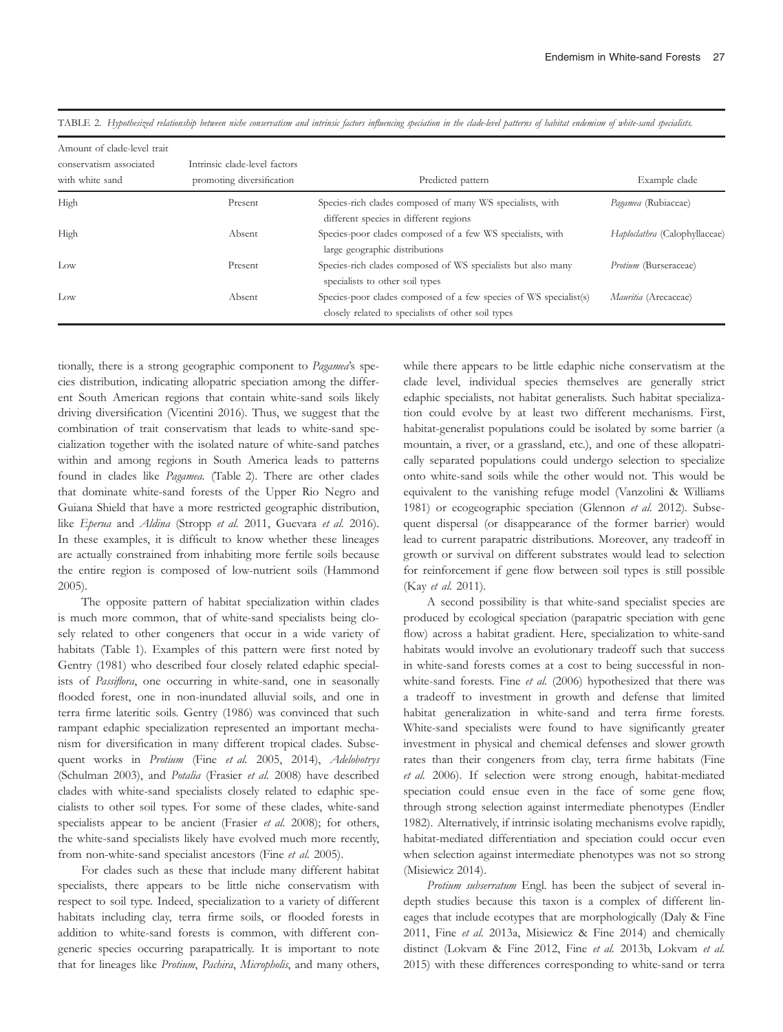TABLE 2. *Hypothesized relationship between niche conservatism and intrinsic factors influencing speciation in the clade-level patterns of habitat endemism of white-sand specialists.*

| Amount of clade-level trait conservatism associated with white sand | Intrinsic clade-level factors promoting diversification | Predicted pattern | Example clade |
|---|---|---|---|
| High | Present | Species-rich clades composed of many WS specialists, with different species in different regions | *Pagamea* (Rubiaceae) |
| High | Absent | Species-poor clades composed of a few WS specialists, with large geographic distributions | *Haploclathra* (Calophyllaceae) |
| Low | Present | Species-rich clades composed of WS specialists but also many specialists to other soil types | *Protium* (Burseraceae) |
| Low | Absent | Species-poor clades composed of a few species of WS specialist(s) closely related to specialists of other soil types | *Mauritia* (Arecaceae) |

tionally, there is a strong geographic component to *Pagamea*'s species distribution, indicating allopatric speciation among the different South American regions that contain white-sand soils likely driving diversification (Vicentini 2016). Thus, we suggest that the combination of trait conservatism that leads to white-sand specialization together with the isolated nature of white-sand patches within and among regions in South America leads to patterns found in clades like *Pagamea*. (Table 2). There are other clades that dominate white-sand forests of the Upper Rio Negro and Guiana Shield that have a more restricted geographic distribution, like *Eperua* and *Aldina* (Stropp *et al.* 2011, Guevara *et al.* 2016). In these examples, it is difficult to know whether these lineages are actually constrained from inhabiting more fertile soils because the entire region is composed of low-nutrient soils (Hammond 2005).

The opposite pattern of habitat specialization within clades is much more common, that of white-sand specialists being closely related to other congeners that occur in a wide variety of habitats (Table 1). Examples of this pattern were first noted by Gentry (1981) who described four closely related edaphic specialists of *Passiflora*, one occurring in white-sand, one in seasonally flooded forest, one in non-inundated alluvial soils, and one in terra firme lateritic soils. Gentry (1986) was convinced that such rampant edaphic specialization represented an important mechanism for diversification in many different tropical clades. Subsequent works in *Protium* (Fine *et al.* 2005, 2014), *Adelobotrys* (Schulman 2003), and *Potalia* (Frasier *et al.* 2008) have described clades with white-sand specialists closely related to edaphic specialists to other soil types. For some of these clades, white-sand specialists appear to be ancient (Frasier *et al.* 2008); for others, the white-sand specialists likely have evolved much more recently, from non-white-sand specialist ancestors (Fine *et al.* 2005).

For clades such as these that include many different habitat specialists, there appears to be little niche conservatism with respect to soil type. Indeed, specialization to a variety of different habitats including clay, terra firme soils, or flooded forests in addition to white-sand forests is common, with different congeneric species occurring parapatrically. It is important to note that for lineages like *Protium*, *Pachira*, *Micropholis*, and many others, while there appears to be little edaphic niche conservatism at the clade level, individual species themselves are generally strict edaphic specialists, not habitat generalists. Such habitat specialization could evolve by at least two different mechanisms. First, habitat-generalist populations could be isolated by some barrier (a mountain, a river, or a grassland, etc.), and one of these allopatrically separated populations could undergo selection to specialize onto white-sand soils while the other would not. This would be equivalent to the vanishing refuge model (Vanzolini & Williams 1981) or ecogeographic speciation (Glennon *et al.* 2012). Subsequent dispersal (or disappearance of the former barrier) would lead to current parapatric distributions. Moreover, any tradeoff in growth or survival on different substrates would lead to selection for reinforcement if gene flow between soil types is still possible (Kay *et al.* 2011).

A second possibility is that white-sand specialist species are produced by ecological speciation (parapatric speciation with gene flow) across a habitat gradient. Here, specialization to white-sand habitats would involve an evolutionary tradeoff such that success in white-sand forests comes at a cost to being successful in non-white-sand forests. Fine *et al.* (2006) hypothesized that there was a tradeoff to investment in growth and defense that limited habitat generalization in white-sand and terra firme forests. White-sand specialists were found to have significantly greater investment in physical and chemical defenses and slower growth rates than their congeners from clay, terra firme habitats (Fine *et al.* 2006). If selection were strong enough, habitat-mediated speciation could ensue even in the face of some gene flow, through strong selection against intermediate phenotypes (Endler 1982). Alternatively, if intrinsic isolating mechanisms evolve rapidly, habitat-mediated differentiation and speciation could occur even when selection against intermediate phenotypes was not so strong (Misiewicz 2014).

*Protium subserratum* Engl. has been the subject of several in-depth studies because this taxon is a complex of different lineages that include ecotypes that are morphologically (Daly & Fine 2011, Fine *et al.* 2013a, Misiewicz & Fine 2014) and chemically distinct (Lokvam & Fine 2012, Fine *et al.* 2013b, Lokvam *et al.* 2015) with these differences corresponding to white-sand or terra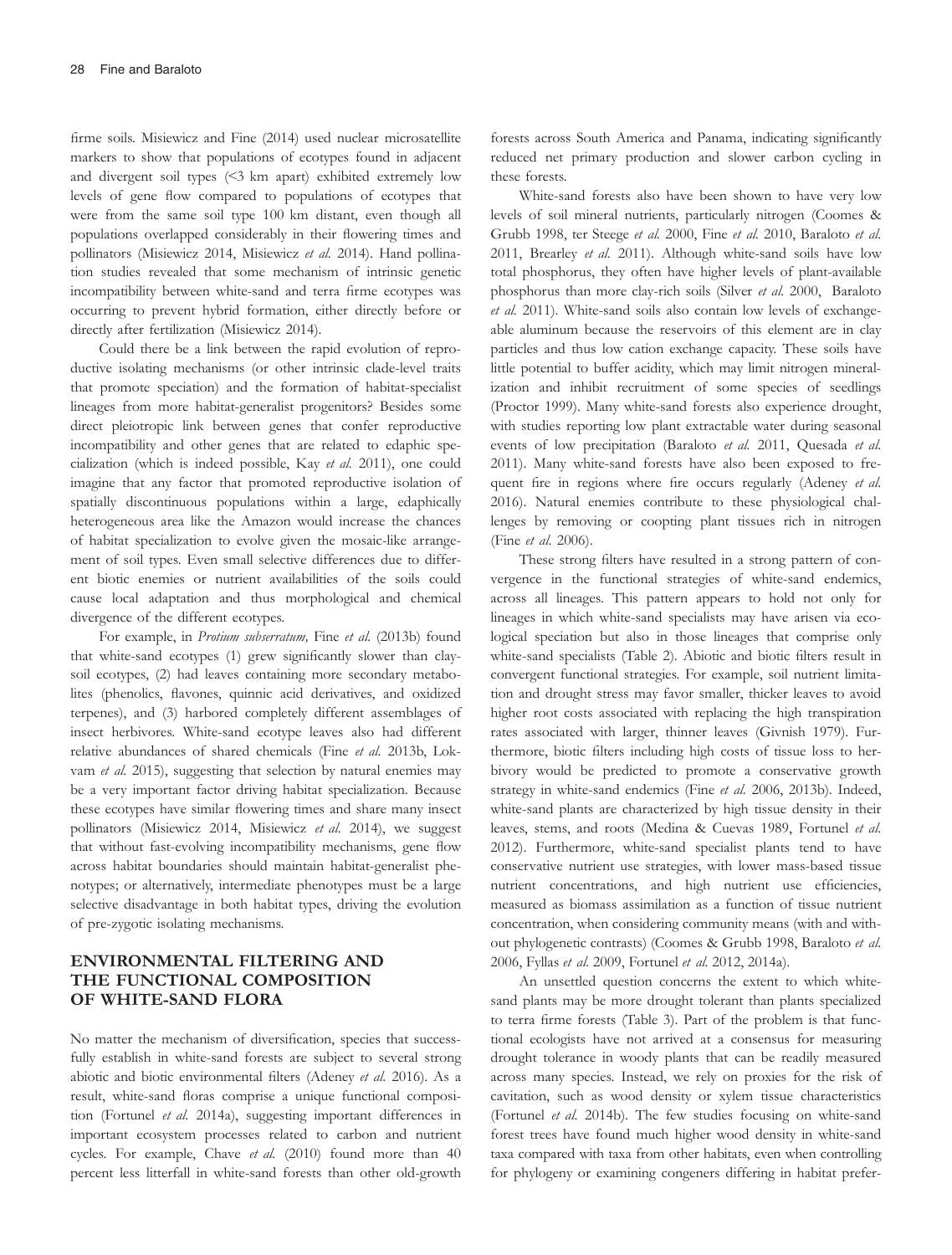firme soils. Misiewicz and Fine (2014) used nuclear microsatellite markers to show that populations of ecotypes found in adjacent and divergent soil types (<3 km apart) exhibited extremely low levels of gene flow compared to populations of ecotypes that were from the same soil type 100 km distant, even though all populations overlapped considerably in their flowering times and pollinators (Misiewicz 2014, Misiewicz *et al.* 2014). Hand pollination studies revealed that some mechanism of intrinsic genetic incompatibility between white-sand and terra firme ecotypes was occurring to prevent hybrid formation, either directly before or directly after fertilization (Misiewicz 2014).

Could there be a link between the rapid evolution of reproductive isolating mechanisms (or other intrinsic clade-level traits that promote speciation) and the formation of habitat-specialist lineages from more habitat-generalist progenitors? Besides some direct pleiotropic link between genes that confer reproductive incompatibility and other genes that are related to edaphic specialization (which is indeed possible, Kay *et al.* 2011), one could imagine that any factor that promoted reproductive isolation of spatially discontinuous populations within a large, edaphically heterogeneous area like the Amazon would increase the chances of habitat specialization to evolve given the mosaic-like arrangement of soil types. Even small selective differences due to different biotic enemies or nutrient availabilities of the soils could cause local adaptation and thus morphological and chemical divergence of the different ecotypes.

For example, in *Protium subserratum,* Fine *et al.* (2013b) found that white-sand ecotypes (1) grew significantly slower than clay-soil ecotypes, (2) had leaves containing more secondary metabolites (phenolics, flavones, quinnic acid derivatives, and oxidized terpenes), and (3) harbored completely different assemblages of insect herbivores. White-sand ecotype leaves also had different relative abundances of shared chemicals (Fine *et al.* 2013b, Lokvam *et al.* 2015), suggesting that selection by natural enemies may be a very important factor driving habitat specialization. Because these ecotypes have similar flowering times and share many insect pollinators (Misiewicz 2014, Misiewicz *et al.* 2014), we suggest that without fast-evolving incompatibility mechanisms, gene flow across habitat boundaries should maintain habitat-generalist phenotypes; or alternatively, intermediate phenotypes must be a large selective disadvantage in both habitat types, driving the evolution of pre-zygotic isolating mechanisms.

## ENVIRONMENTAL FILTERING AND THE FUNCTIONAL COMPOSITION OF WHITE-SAND FLORA

No matter the mechanism of diversification, species that successfully establish in white-sand forests are subject to several strong abiotic and biotic environmental filters (Adeney *et al.* 2016). As a result, white-sand floras comprise a unique functional composition (Fortunel *et al.* 2014a), suggesting important differences in important ecosystem processes related to carbon and nutrient cycles. For example, Chave *et al.* (2010) found more than 40 percent less litterfall in white-sand forests than other old-growth forests across South America and Panama, indicating significantly reduced net primary production and slower carbon cycling in these forests.

White-sand forests also have been shown to have very low levels of soil mineral nutrients, particularly nitrogen (Coomes & Grubb 1998, ter Steege *et al.* 2000, Fine *et al.* 2010, Baraloto *et al.* 2011, Brearley *et al.* 2011). Although white-sand soils have low total phosphorus, they often have higher levels of plant-available phosphorus than more clay-rich soils (Silver *et al.* 2000, Baraloto *et al.* 2011). White-sand soils also contain low levels of exchangeable aluminum because the reservoirs of this element are in clay particles and thus low cation exchange capacity. These soils have little potential to buffer acidity, which may limit nitrogen mineralization and inhibit recruitment of some species of seedlings (Proctor 1999). Many white-sand forests also experience drought, with studies reporting low plant extractable water during seasonal events of low precipitation (Baraloto *et al.* 2011, Quesada *et al.* 2011). Many white-sand forests have also been exposed to frequent fire in regions where fire occurs regularly (Adeney *et al.* 2016). Natural enemies contribute to these physiological challenges by removing or coopting plant tissues rich in nitrogen (Fine *et al.* 2006).

These strong filters have resulted in a strong pattern of convergence in the functional strategies of white-sand endemics, across all lineages. This pattern appears to hold not only for lineages in which white-sand specialists may have arisen via ecological speciation but also in those lineages that comprise only white-sand specialists (Table 2). Abiotic and biotic filters result in convergent functional strategies. For example, soil nutrient limitation and drought stress may favor smaller, thicker leaves to avoid higher root costs associated with replacing the high transpiration rates associated with larger, thinner leaves (Givnish 1979). Furthermore, biotic filters including high costs of tissue loss to herbivory would be predicted to promote a conservative growth strategy in white-sand endemics (Fine *et al.* 2006, 2013b). Indeed, white-sand plants are characterized by high tissue density in their leaves, stems, and roots (Medina & Cuevas 1989, Fortunel *et al.* 2012). Furthermore, white-sand specialist plants tend to have conservative nutrient use strategies, with lower mass-based tissue nutrient concentrations, and high nutrient use efficiencies, measured as biomass assimilation as a function of tissue nutrient concentration, when considering community means (with and without phylogenetic contrasts) (Coomes & Grubb 1998, Baraloto *et al.* 2006, Fyllas *et al.* 2009, Fortunel *et al.* 2012, 2014a).

An unsettled question concerns the extent to which white-sand plants may be more drought tolerant than plants specialized to terra firme forests (Table 3). Part of the problem is that functional ecologists have not arrived at a consensus for measuring drought tolerance in woody plants that can be readily measured across many species. Instead, we rely on proxies for the risk of cavitation, such as wood density or xylem tissue characteristics (Fortunel *et al.* 2014b). The few studies focusing on white-sand forest trees have found much higher wood density in white-sand taxa compared with taxa from other habitats, even when controlling for phylogeny or examining congeners differing in habitat prefer-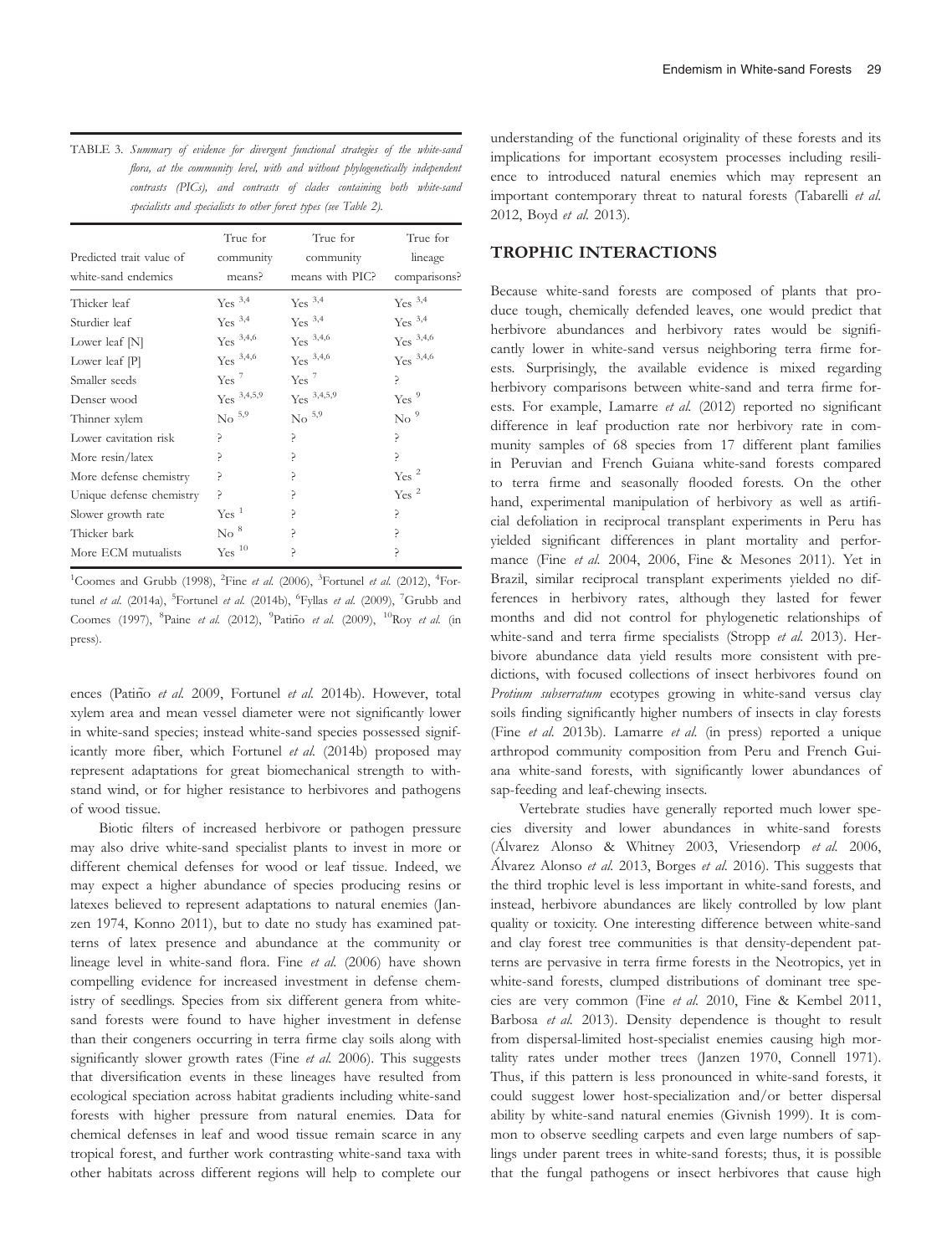TABLE 3. *Summary of evidence for divergent functional strategies of the white-sand flora, at the community level, with and without phylogenetically independent contrasts (PICs), and contrasts of clades containing both white-sand specialists and specialists to other forest types (see Table 2).*

| Predicted trait value of white-sand endemics | True for community means? | True for community means with PIC? | True for lineage comparisons? |
|---|---|---|---|
| Thicker leaf | Yes [3,4] | Yes [3,4] | Yes [3,4] |
| Sturdier leaf | Yes [3,4] | Yes [3,4] | Yes [3,4] |
| Lower leaf [N] | Yes [3,4,6] | Yes [3,4,6] | Yes [3,4,6] |
| Lower leaf [P] | Yes [3,4,6] | Yes [3,4,6] | Yes [3,4,6] |
| Smaller seeds | Yes [7] | Yes [7] | ? |
| Denser wood | Yes [3,4,5,9] | Yes [3,4,5,9] | Yes [9] |
| Thinner xylem | No [5,9] | No [5,9] | No [9] |
| Lower cavitation risk | ? | ? | ? |
| More resin/latex | ? | ? | ? |
| More defense chemistry | ? | ? | Yes [2] |
| Unique defense chemistry | ? | ? | Yes [2] |
| Slower growth rate | Yes [1] | ? | ? |
| Thicker bark | No [8] | ? | ? |
| More ECM mutualists | Yes [10] | ? | ? |

[1]Coomes and Grubb (1998), [2]Fine *et al.* (2006), [3]Fortunel *et al.* (2012), [4]Fortunel *et al.* (2014a), [5]Fortunel *et al.* (2014b), [6]Fyllas *et al.* (2009), [7]Grubb and Coomes (1997), [8]Paine *et al.* (2012), [9]Patiño *et al.* (2009), [10]Roy *et al.* (in press).

ences (Patiño *et al.* 2009, Fortunel *et al.* 2014b). However, total xylem area and mean vessel diameter were not significantly lower in white-sand species; instead white-sand species possessed significantly more fiber, which Fortunel *et al.* (2014b) proposed may represent adaptations for great biomechanical strength to withstand wind, or for higher resistance to herbivores and pathogens of wood tissue.

Biotic filters of increased herbivore or pathogen pressure may also drive white-sand specialist plants to invest in more or different chemical defenses for wood or leaf tissue. Indeed, we may expect a higher abundance of species producing resins or latexes believed to represent adaptations to natural enemies (Janzen 1974, Konno 2011), but to date no study has examined patterns of latex presence and abundance at the community or lineage level in white-sand flora. Fine *et al.* (2006) have shown compelling evidence for increased investment in defense chemistry of seedlings. Species from six different genera from white-sand forests were found to have higher investment in defense than their congeners occurring in terra firme clay soils along with significantly slower growth rates (Fine *et al.* 2006). This suggests that diversification events in these lineages have resulted from ecological speciation across habitat gradients including white-sand forests with higher pressure from natural enemies. Data for chemical defenses in leaf and wood tissue remain scarce in any tropical forest, and further work contrasting white-sand taxa with other habitats across different regions will help to complete our understanding of the functional originality of these forests and its implications for important ecosystem processes including resilience to introduced natural enemies which may represent an important contemporary threat to natural forests (Tabarelli *et al.* 2012, Boyd *et al.* 2013).

## TROPHIC INTERACTIONS

Because white-sand forests are composed of plants that produce tough, chemically defended leaves, one would predict that herbivore abundances and herbivory rates would be significantly lower in white-sand versus neighboring terra firme forests. Surprisingly, the available evidence is mixed regarding herbivory comparisons between white-sand and terra firme forests. For example, Lamarre *et al.* (2012) reported no significant difference in leaf production rate nor herbivory rate in community samples of 68 species from 17 different plant families in Peruvian and French Guiana white-sand forests compared to terra firme and seasonally flooded forests. On the other hand, experimental manipulation of herbivory as well as artificial defoliation in reciprocal transplant experiments in Peru has yielded significant differences in plant mortality and performance (Fine *et al.* 2004, 2006, Fine & Mesones 2011). Yet in Brazil, similar reciprocal transplant experiments yielded no differences in herbivory rates, although they lasted for fewer months and did not control for phylogenetic relationships of white-sand and terra firme specialists (Stropp *et al.* 2013). Herbivore abundance data yield results more consistent with predictions, with focused collections of insect herbivores found on *Protium subserratum* ecotypes growing in white-sand versus clay soils finding significantly higher numbers of insects in clay forests (Fine *et al.* 2013b). Lamarre *et al.* (in press) reported a unique arthropod community composition from Peru and French Guiana white-sand forests, with significantly lower abundances of sap-feeding and leaf-chewing insects.

Vertebrate studies have generally reported much lower species diversity and lower abundances in white-sand forests (Álvarez Alonso & Whitney 2003, Vriesendorp *et al.* 2006, Álvarez Alonso *et al.* 2013, Borges *et al.* 2016). This suggests that the third trophic level is less important in white-sand forests, and instead, herbivore abundances are likely controlled by low plant quality or toxicity. One interesting difference between white-sand and clay forest tree communities is that density-dependent patterns are pervasive in terra firme forests in the Neotropics, yet in white-sand forests, clumped distributions of dominant tree species are very common (Fine *et al.* 2010, Fine & Kembel 2011, Barbosa *et al.* 2013). Density dependence is thought to result from dispersal-limited host-specialist enemies causing high mortality rates under mother trees (Janzen 1970, Connell 1971). Thus, if this pattern is less pronounced in white-sand forests, it could suggest lower host-specialization and/or better dispersal ability by white-sand natural enemies (Givnish 1999). It is common to observe seedling carpets and even large numbers of saplings under parent trees in white-sand forests; thus, it is possible that the fungal pathogens or insect herbivores that cause high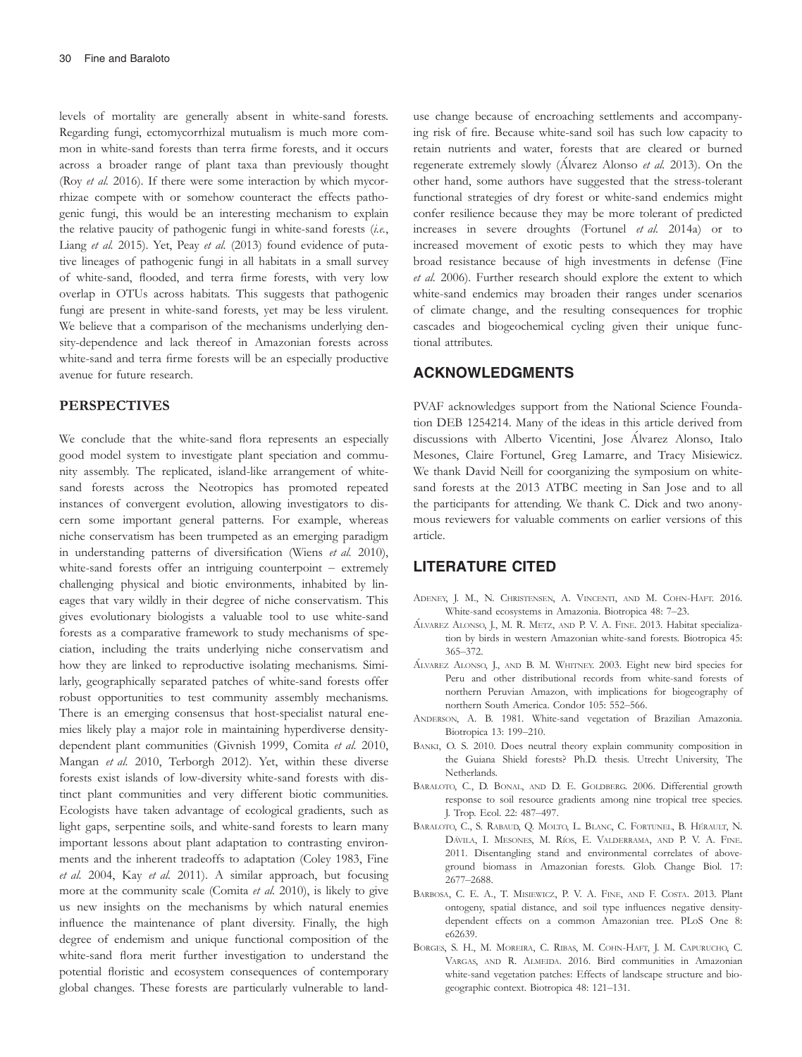levels of mortality are generally absent in white-sand forests. Regarding fungi, ectomycorrhizal mutualism is much more common in white-sand forests than terra firme forests, and it occurs across a broader range of plant taxa than previously thought (Roy *et al.* 2016). If there were some interaction by which mycorrhizae compete with or somehow counteract the effects pathogenic fungi, this would be an interesting mechanism to explain the relative paucity of pathogenic fungi in white-sand forests (*i.e.*, Liang *et al.* 2015). Yet, Peay *et al.* (2013) found evidence of putative lineages of pathogenic fungi in all habitats in a small survey of white-sand, flooded, and terra firme forests, with very low overlap in OTUs across habitats. This suggests that pathogenic fungi are present in white-sand forests, yet may be less virulent. We believe that a comparison of the mechanisms underlying density-dependence and lack thereof in Amazonian forests across white-sand and terra firme forests will be an especially productive avenue for future research.

## PERSPECTIVES

We conclude that the white-sand flora represents an especially good model system to investigate plant speciation and community assembly. The replicated, island-like arrangement of white-sand forests across the Neotropics has promoted repeated instances of convergent evolution, allowing investigators to discern some important general patterns. For example, whereas niche conservatism has been trumpeted as an emerging paradigm in understanding patterns of diversification (Wiens *et al.* 2010), white-sand forests offer an intriguing counterpoint – extremely challenging physical and biotic environments, inhabited by lineages that vary wildly in their degree of niche conservatism. This gives evolutionary biologists a valuable tool to use white-sand forests as a comparative framework to study mechanisms of speciation, including the traits underlying niche conservatism and how they are linked to reproductive isolating mechanisms. Similarly, geographically separated patches of white-sand forests offer robust opportunities to test community assembly mechanisms. There is an emerging consensus that host-specialist natural enemies likely play a major role in maintaining hyperdiverse density-dependent plant communities (Givnish 1999, Comita *et al.* 2010, Mangan *et al.* 2010, Terborgh 2012). Yet, within these diverse forests exist islands of low-diversity white-sand forests with distinct plant communities and very different biotic communities. Ecologists have taken advantage of ecological gradients, such as light gaps, serpentine soils, and white-sand forests to learn many important lessons about plant adaptation to contrasting environments and the inherent tradeoffs to adaptation (Coley 1983, Fine *et al.* 2004, Kay *et al.* 2011). A similar approach, but focusing more at the community scale (Comita *et al.* 2010), is likely to give us new insights on the mechanisms by which natural enemies influence the maintenance of plant diversity. Finally, the high degree of endemism and unique functional composition of the white-sand flora merit further investigation to understand the potential floristic and ecosystem consequences of contemporary global changes. These forests are particularly vulnerable to land-use change because of encroaching settlements and accompanying risk of fire. Because white-sand soil has such low capacity to retain nutrients and water, forests that are cleared or burned regenerate extremely slowly (Álvarez Alonso *et al.* 2013). On the other hand, some authors have suggested that the stress-tolerant functional strategies of dry forest or white-sand endemics might confer resilience because they may be more tolerant of predicted increases in severe droughts (Fortunel *et al.* 2014a) or to increased movement of exotic pests to which they may have broad resistance because of high investments in defense (Fine *et al.* 2006). Further research should explore the extent to which white-sand endemics may broaden their ranges under scenarios of climate change, and the resulting consequences for trophic cascades and biogeochemical cycling given their unique functional attributes.

## ACKNOWLEDGMENTS

PVAF acknowledges support from the National Science Foundation DEB 1254214. Many of the ideas in this article derived from discussions with Alberto Vicentini, Jose Álvarez Alonso, Italo Mesones, Claire Fortunel, Greg Lamarre, and Tracy Misiewicz. We thank David Neill for coorganizing the symposium on white-sand forests at the 2013 ATBC meeting in San Jose and to all the participants for attending. We thank C. Dick and two anonymous reviewers for valuable comments on earlier versions of this article.

## LITERATURE CITED

Adeney, J. M., N. Christensen, A. Vincenti, and M. Cohn-Haft. 2016. White-sand ecosystems in Amazonia. Biotropica 48: 7–23.

Álvarez Alonso, J., M. R. Metz, and P. V. A. Fine. 2013. Habitat specialization by birds in western Amazonian white-sand forests. Biotropica 45: 365–372.

Álvarez Alonso, J., and B. M. Whitney. 2003. Eight new bird species for Peru and other distributional records from white-sand forests of northern Peruvian Amazon, with implications for biogeography of northern South America. Condor 105: 552–566.

Anderson, A. B. 1981. White-sand vegetation of Brazilian Amazonia. Biotropica 13: 199–210.

Banki, O. S. 2010. Does neutral theory explain community composition in the Guiana Shield forests? Ph.D. thesis. Utrecht University, The Netherlands.

Baraloto, C., D. Bonal, and D. E. Goldberg. 2006. Differential growth response to soil resource gradients among nine tropical tree species. J. Trop. Ecol. 22: 487–497.

Baraloto, C., S. Rabaud, Q. Molto, L. Blanc, C. Fortunel, B. Hérault, N. Dávila, I. Mesones, M. Ríos, E. Valderrama, and P. V. A. Fine. 2011. Disentangling stand and environmental correlates of aboveground biomass in Amazonian forests. Glob. Change Biol. 17: 2677–2688.

Barbosa, C. E. A., T. Misiewicz, P. V. A. Fine, and F. Costa. 2013. Plant ontogeny, spatial distance, and soil type influences negative density-dependent effects on a common Amazonian tree. PLoS One 8: e62639.

Borges, S. H., M. Moreira, C. Ribas, M. Cohn-Haft, J. M. Capurucho, C. Vargas, and R. Almeida. 2016. Bird communities in Amazonian white-sand vegetation patches: Effects of landscape structure and biogeographic context. Biotropica 48: 121–131.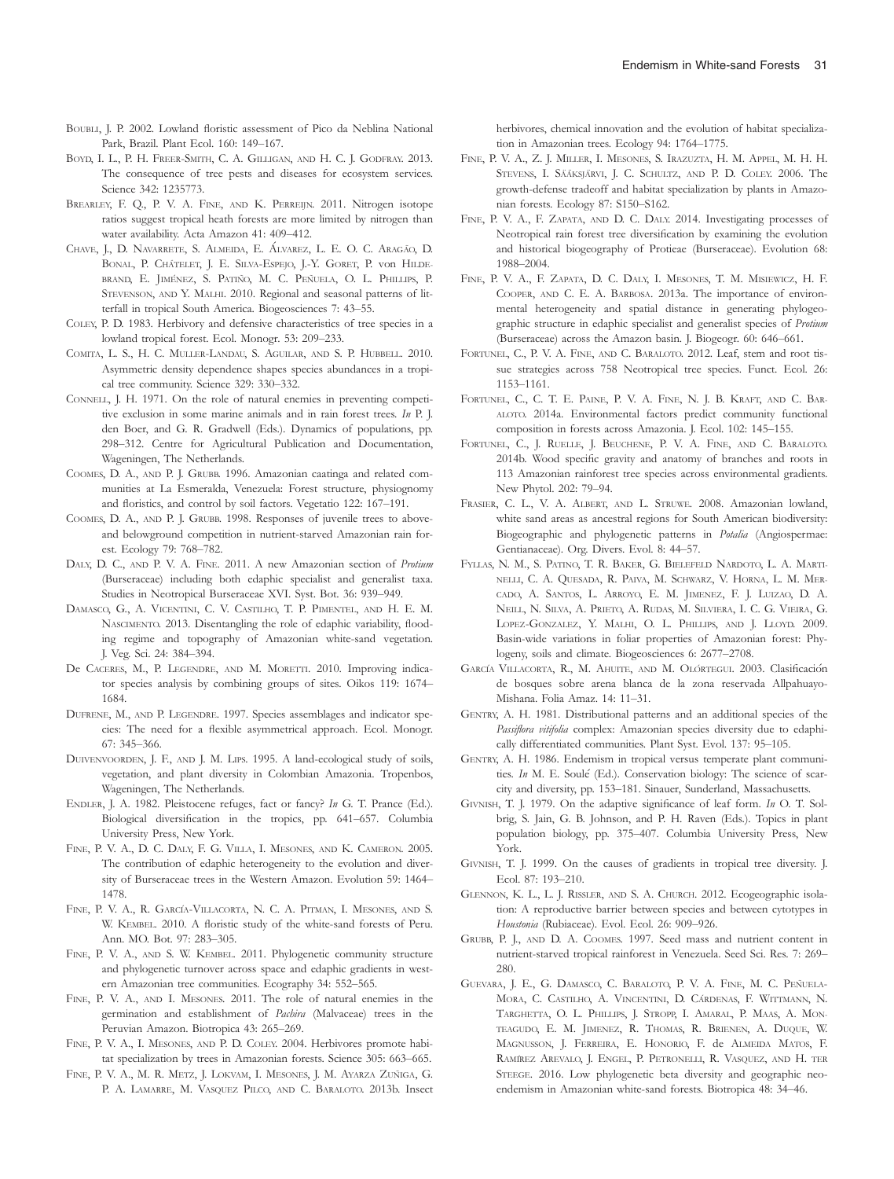Boubli, J. P. 2002. Lowland floristic assessment of Pico da Neblina National Park, Brazil. Plant Ecol. 160: 149–167.

Boyd, I. L., P. H. Freer-Smith, C. A. Gilligan, and H. C. J. Godfray. 2013. The consequence of tree pests and diseases for ecosystem services. Science 342: 1235773.

Brearley, F. Q., P. V. A. Fine, and K. Perreijn. 2011. Nitrogen isotope ratios suggest tropical heath forests are more limited by nitrogen than water availability. Acta Amazon 41: 409–412.

Chave, J., D. Navarrete, S. Almeida, E. Álvarez, L. E. O. C. Aragão, D. Bonal, P. Châtelet, J. E. Silva-Espejo, J.-Y. Goret, P. von Hildebrand, E. Jiménez, S. Patiño, M. C. Peñuela, O. L. Phillips, P. Stevenson, and Y. Malhi. 2010. Regional and seasonal patterns of litterfall in tropical South America. Biogeosciences 7: 43–55.

Coley, P. D. 1983. Herbivory and defensive characteristics of tree species in a lowland tropical forest. Ecol. Monogr. 53: 209–233.

Comita, L. S., H. C. Muller-Landau, S. Aguilar, and S. P. Hubbell. 2010. Asymmetric density dependence shapes species abundances in a tropical tree community. Science 329: 330–332.

Connell, J. H. 1971. On the role of natural enemies in preventing competitive exclusion in some marine animals and in rain forest trees. *In* P. J. den Boer, and G. R. Gradwell (Eds.). Dynamics of populations, pp. 298–312. Centre for Agricultural Publication and Documentation, Wageningen, The Netherlands.

Coomes, D. A., and P. J. Grubb. 1996. Amazonian caatinga and related communities at La Esmeralda, Venezuela: Forest structure, physiognomy and floristics, and control by soil factors. Vegetatio 122: 167–191.

Coomes, D. A., and P. J. Grubb. 1998. Responses of juvenile trees to above- and belowground competition in nutrient-starved Amazonian rain forest. Ecology 79: 768–782.

Daly, D. C., and P. V. A. Fine. 2011. A new Amazonian section of *Protium* (Burseraceae) including both edaphic specialist and generalist taxa. Studies in Neotropical Burseraceae XVI. Syst. Bot. 36: 939–949.

Damasco, G., A. Vicentini, C. V. Castilho, T. P. Pimentel, and H. E. M. Nascimento. 2013. Disentangling the role of edaphic variability, flooding regime and topography of Amazonian white-sand vegetation. J. Veg. Sci. 24: 384–394.

De Caceres, M., P. Legendre, and M. Moretti. 2010. Improving indicator species analysis by combining groups of sites. Oikos 119: 1674–1684.

Dufrene, M., and P. Legendre. 1997. Species assemblages and indicator species: The need for a flexible asymmetrical approach. Ecol. Monogr. 67: 345–366.

Duivenvoorden, J. F., and J. M. Lips. 1995. A land-ecological study of soils, vegetation, and plant diversity in Colombian Amazonia. Tropenbos, Wageningen, The Netherlands.

Endler, J. A. 1982. Pleistocene refuges, fact or fancy? *In* G. T. Prance (Ed.). Biological diversification in the tropics, pp. 641–657. Columbia University Press, New York.

Fine, P. V. A., D. C. Daly, F. G. Villa, I. Mesones, and K. Cameron. 2005. The contribution of edaphic heterogeneity to the evolution and diversity of Burseraceae trees in the Western Amazon. Evolution 59: 1464–1478.

Fine, P. V. A., R. García-Villacorta, N. C. A. Pitman, I. Mesones, and S. W. Kembel. 2010. A floristic study of the white-sand forests of Peru. Ann. MO. Bot. 97: 283–305.

Fine, P. V. A., and S. W. Kembel. 2011. Phylogenetic community structure and phylogenetic turnover across space and edaphic gradients in western Amazonian tree communities. Ecography 34: 552–565.

Fine, P. V. A., and I. Mesones. 2011. The role of natural enemies in the germination and establishment of *Pachira* (Malvaceae) trees in the Peruvian Amazon. Biotropica 43: 265–269.

Fine, P. V. A., I. Mesones, and P. D. Coley. 2004. Herbivores promote habitat specialization by trees in Amazonian forests. Science 305: 663–665.

Fine, P. V. A., M. R. Metz, J. Lokvam, I. Mesones, J. M. Ayarza Zuñiga, G. P. A. Lamarre, M. Vasquez Pilco, and C. Baraloto. 2013b. Insect herbivores, chemical innovation and the evolution of habitat specialization in Amazonian trees. Ecology 94: 1764–1775.

Fine, P. V. A., Z. J. Miller, I. Mesones, S. Irazuzta, H. M. Appel, M. H. H. Stevens, I. Sääksjärvi, J. C. Schultz, and P. D. Coley. 2006. The growth-defense tradeoff and habitat specialization by plants in Amazonian forests. Ecology 87: S150–S162.

Fine, P. V. A., F. Zapata, and D. C. Daly. 2014. Investigating processes of Neotropical rain forest tree diversification by examining the evolution and historical biogeography of Protieae (Burseraceae). Evolution 68: 1988–2004.

Fine, P. V. A., F. Zapata, D. C. Daly, I. Mesones, T. M. Misiewicz, H. F. Cooper, and C. E. A. Barbosa. 2013a. The importance of environmental heterogeneity and spatial distance in generating phylogeographic structure in edaphic specialist and generalist species of *Protium* (Burseraceae) across the Amazon basin. J. Biogeogr. 60: 646–661.

Fortunel, C., P. V. A. Fine, and C. Baraloto. 2012. Leaf, stem and root tissue strategies across 758 Neotropical tree species. Funct. Ecol. 26: 1153–1161.

Fortunel, C., C. T. E. Paine, P. V. A. Fine, N. J. B. Kraft, and C. Baraloto. 2014a. Environmental factors predict community functional composition in forests across Amazonia. J. Ecol. 102: 145–155.

Fortunel, C., J. Ruelle, J. Beuchene, P. V. A. Fine, and C. Baraloto. 2014b. Wood specific gravity and anatomy of branches and roots in 113 Amazonian rainforest tree species across environmental gradients. New Phytol. 202: 79–94.

Frasier, C. L., V. A. Albert, and L. Struwe. 2008. Amazonian lowland, white sand areas as ancestral regions for South American biodiversity: Biogeographic and phylogenetic patterns in *Potalia* (Angiospermae: Gentianaceae). Org. Divers. Evol. 8: 44–57.

Fyllas, N. M., S. Patino, T. R. Baker, G. Bielefeld Nardoto, L. A. Martinelli, C. A. Quesada, R. Paiva, M. Schwarz, V. Horna, L. M. Mercado, A. Santos, L. Arroyo, E. M. Jimenez, F. J. Luizao, D. A. Neill, N. Silva, A. Prieto, A. Rudas, M. Silviera, I. C. G. Vieira, G. Lopez-Gonzalez, Y. Malhi, O. L. Phillips, and J. Lloyd. 2009. Basin-wide variations in foliar properties of Amazonian forest: Phylogeny, soils and climate. Biogeosciences 6: 2677–2708.

García Villacorta, R., M. Ahuite, and M. Olórtegui. 2003. Clasificación de bosques sobre arena blanca de la zona reservada Allpahuayo-Mishana. Folia Amaz. 14: 11–31.

Gentry, A. H. 1981. Distributional patterns and an additional species of the *Passiflora vitifolia* complex: Amazonian species diversity due to edaphically differentiated communities. Plant Syst. Evol. 137: 95–105.

Gentry, A. H. 1986. Endemism in tropical versus temperate plant communities. *In* M. E. Soulé (Ed.). Conservation biology: The science of scarcity and diversity, pp. 153–181. Sinauer, Sunderland, Massachusetts.

Givnish, T. J. 1979. On the adaptive significance of leaf form. *In* O. T. Solbrig, S. Jain, G. B. Johnson, and P. H. Raven (Eds.). Topics in plant population biology, pp. 375–407. Columbia University Press, New York.

Givnish, T. J. 1999. On the causes of gradients in tropical tree diversity. J. Ecol. 87: 193–210.

Glennon, K. L., L. J. Rissler, and S. A. Church. 2012. Ecogeographic isolation: A reproductive barrier between species and between cytotypes in *Houstonia* (Rubiaceae). Evol. Ecol. 26: 909–926.

Grubb, P. J., and D. A. Coomes. 1997. Seed mass and nutrient content in nutrient-starved tropical rainforest in Venezuela. Seed Sci. Res. 7: 269–280.

Guevara, J. E., G. Damasco, C. Baraloto, P. V. A. Fine, M. C. Peñuela-Mora, C. Castilho, A. Vincentini, D. Cárdenas, F. Wittmann, N. Targhetta, O. L. Phillips, J. Stropp, I. Amaral, P. Maas, A. Monteagudo, E. M. Jimenez, R. Thomas, R. Brienen, A. Duque, W. Magnusson, J. Ferreira, E. Honorio, F. de Almeida Matos, F. Ramírez Arevalo, J. Engel, P. Petronelli, R. Vasquez, and H. ter Steege. 2016. Low phylogenetic beta diversity and geographic neo-endemism in Amazonian white-sand forests. Biotropica 48: 34–46.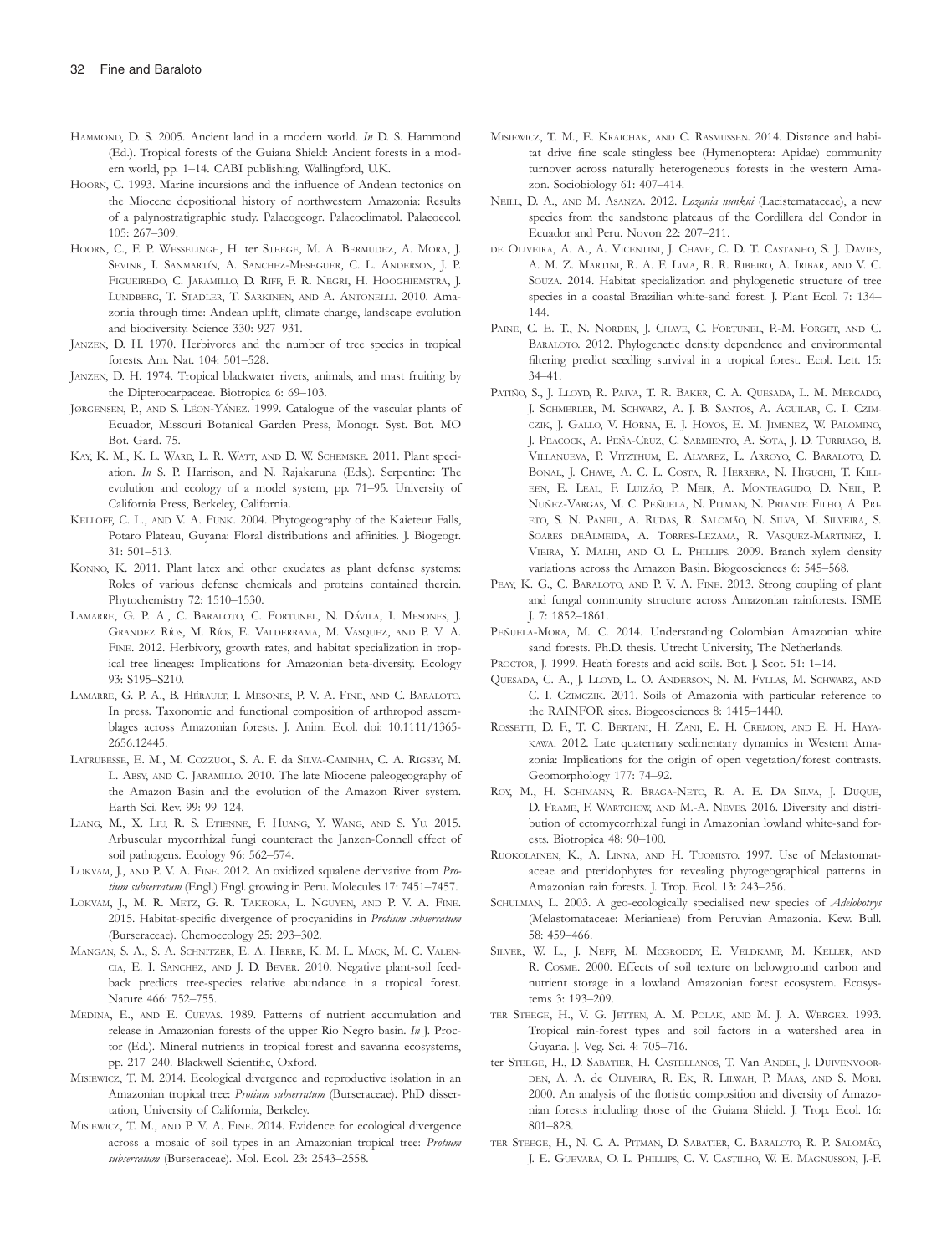Hammond, D. S. 2005. Ancient land in a modern world. *In* D. S. Hammond (Ed.). Tropical forests of the Guiana Shield: Ancient forests in a modern world, pp. 1–14. CABI publishing, Wallingford, U.K.

Hoorn, C. 1993. Marine incursions and the influence of Andean tectonics on the Miocene depositional history of northwestern Amazonia: Results of a palynostratigraphic study. Palaeogeogr. Palaeoclimatol. Palaeoecol. 105: 267–309.

Hoorn, C., F. P. Wesselingh, H. ter Steege, M. A. Bermudez, A. Mora, J. Sevink, I. Sanmartín, A. Sanchez-Meseguer, C. L. Anderson, J. P. Figueiredo, C. Jaramillo, D. Riff, F. R. Negri, H. Hooghiemstra, J. Lundberg, T. Stadler, T. Särkinen, and A. Antonelli. 2010. Amazonia through time: Andean uplift, climate change, landscape evolution and biodiversity. Science 330: 927–931.

Janzen, D. H. 1970. Herbivores and the number of tree species in tropical forests. Am. Nat. 104: 501–528.

Janzen, D. H. 1974. Tropical blackwater rivers, animals, and mast fruiting by the Dipterocarpaceae. Biotropica 6: 69–103.

Jørgensen, P., and S. León-Yánez. 1999. Catalogue of the vascular plants of Ecuador, Missouri Botanical Garden Press, Monogr. Syst. Bot. MO Bot. Gard. 75.

Kay, K. M., K. L. Ward, L. R. Watt, and D. W. Schemske. 2011. Plant speciation. *In* S. P. Harrison, and N. Rajakaruna (Eds.). Serpentine: The evolution and ecology of a model system, pp. 71–95. University of California Press, Berkeley, California.

Kelloff, C. L., and V. A. Funk. 2004. Phytogeography of the Kaieteur Falls, Potaro Plateau, Guyana: Floral distributions and affinities. J. Biogeogr. 31: 501–513.

Konno, K. 2011. Plant latex and other exudates as plant defense systems: Roles of various defense chemicals and proteins contained therein. Phytochemistry 72: 1510–1530.

Lamarre, G. P. A., C. Baraloto, C. Fortunel, N. Dávila, I. Mesones, J. Grandez Ríos, M. Ríos, E. Valderrama, M. Vasquez, and P. V. A. Fine. 2012. Herbivory, growth rates, and habitat specialization in tropical tree lineages: Implications for Amazonian beta-diversity. Ecology 93: S195–S210.

Lamarre, G. P. A., B. Hérault, I. Mesones, P. V. A. Fine, and C. Baraloto. In press. Taxonomic and functional composition of arthropod assemblages across Amazonian forests. J. Anim. Ecol. doi: 10.1111/1365-2656.12445.

Latrubesse, E. M., M. Cozzuol, S. A. F. da Silva-Caminha, C. A. Rigsby, M. L. Absy, and C. Jaramillo. 2010. The late Miocene paleogeography of the Amazon Basin and the evolution of the Amazon River system. Earth Sci. Rev. 99: 99–124.

Liang, M., X. Liu, R. S. Etienne, F. Huang, Y. Wang, and S. Yu. 2015. Arbuscular mycorrhizal fungi counteract the Janzen-Connell effect of soil pathogens. Ecology 96: 562–574.

Lokvam, J., and P. V. A. Fine. 2012. An oxidized squalene derivative from *Protium subserratum* (Engl.) Engl. growing in Peru. Molecules 17: 7451–7457.

Lokvam, J., M. R. Metz, G. R. Takeoka, L. Nguyen, and P. V. A. Fine. 2015. Habitat-specific divergence of procyanidins in *Protium subserratum* (Burseraceae). Chemoecology 25: 293–302.

Mangan, S. A., S. A. Schnitzer, E. A. Herre, K. M. L. Mack, M. C. Valencia, E. I. Sanchez, and J. D. Bever. 2010. Negative plant-soil feedback predicts tree-species relative abundance in a tropical forest. Nature 466: 752–755.

Medina, E., and E. Cuevas. 1989. Patterns of nutrient accumulation and release in Amazonian forests of the upper Rio Negro basin. *In* J. Proctor (Ed.). Mineral nutrients in tropical forest and savanna ecosystems, pp. 217–240. Blackwell Scientific, Oxford.

Misiewicz, T. M. 2014. Ecological divergence and reproductive isolation in an Amazonian tropical tree: *Protium subserratum* (Burseraceae). PhD dissertation, University of California, Berkeley.

Misiewicz, T. M., and P. V. A. Fine. 2014. Evidence for ecological divergence across a mosaic of soil types in an Amazonian tropical tree: *Protium subserratum* (Burseraceae). Mol. Ecol. 23: 2543–2558.

Misiewicz, T. M., E. Kraichak, and C. Rasmussen. 2014. Distance and habitat drive fine scale stingless bee (Hymenoptera: Apidae) community turnover across naturally heterogeneous forests in the western Amazon. Sociobiology 61: 407–414.

Neill, D. A., and M. Asanza. 2012. *Lozania nunkui* (Lacistemataceae), a new species from the sandstone plateaus of the Cordillera del Condor in Ecuador and Peru. Novon 22: 207–211.

de Oliveira, A. A., A. Vicentini, J. Chave, C. D. T. Castanho, S. J. Davies, A. M. Z. Martini, R. A. F. Lima, R. R. Ribeiro, A. Iribar, and V. C. Souza. 2014. Habitat specialization and phylogenetic structure of tree species in a coastal Brazilian white-sand forest. J. Plant Ecol. 7: 134–144.

Paine, C. E. T., N. Norden, J. Chave, C. Fortunel, P.-M. Forget, and C. Baraloto. 2012. Phylogenetic density dependence and environmental filtering predict seedling survival in a tropical forest. Ecol. Lett. 15: 34–41.

Patiño, S., J. Lloyd, R. Paiva, T. R. Baker, C. A. Quesada, L. M. Mercado, J. Schmerler, M. Schwarz, A. J. B. Santos, A. Aguilar, C. I. Czimczik, J. Gallo, V. Horna, E. J. Hoyos, E. M. Jimenez, W. Palomino, J. Peacock, A. Peña-Cruz, C. Sarmiento, A. Sota, J. D. Turriago, B. Villanueva, P. Vitzthum, E. Alvarez, L. Arroyo, C. Baraloto, D. Bonal, J. Chave, A. C. L. Costa, R. Herrera, N. Higuchi, T. Killeen, E. Leal, F. Luizão, P. Meir, A. Monteagudo, D. Neil, P. Nuñez-Vargas, M. C. Peñuela, N. Pitman, N. Priante Filho, A. Prieto, S. N. Panfil, A. Rudas, R. Salomão, N. Silva, M. Silveira, S. Soares deAlmeida, A. Torres-Lezama, R. Vasquez-Martinez, I. Vieira, Y. Malhi, and O. L. Phillips. 2009. Branch xylem density variations across the Amazon Basin. Biogeosciences 6: 545–568.

Peay, K. G., C. Baraloto, and P. V. A. Fine. 2013. Strong coupling of plant and fungal community structure across Amazonian rainforests. ISME J. 7: 1852–1861.

Peñuela-Mora, M. C. 2014. Understanding Colombian Amazonian white sand forests. Ph.D. thesis. Utrecht University, The Netherlands.

Proctor, J. 1999. Heath forests and acid soils. Bot. J. Scot. 51: 1–14.

Quesada, C. A., J. Lloyd, L. O. Anderson, N. M. Fyllas, M. Schwarz, and C. I. Czimczik. 2011. Soils of Amazonia with particular reference to the RAINFOR sites. Biogeosciences 8: 1415–1440.

Rossetti, D. F., T. C. Bertani, H. Zani, E. H. Cremon, and E. H. Hayakawa. 2012. Late quaternary sedimentary dynamics in Western Amazonia: Implications for the origin of open vegetation/forest contrasts. Geomorphology 177: 74–92.

Roy, M., H. Schimann, R. Braga-Neto, R. A. E. Da Silva, J. Duque, D. Frame, F. Wartchow, and M.-A. Neves. 2016. Diversity and distribution of ectomycorrhizal fungi in Amazonian lowland white-sand forests. Biotropica 48: 90–100.

Ruokolainen, K., A. Linna, and H. Tuomisto. 1997. Use of Melastomataceae and pteridophytes for revealing phytogeographical patterns in Amazonian rain forests. J. Trop. Ecol. 13: 243–256.

Schulman, L. 2003. A geo-ecologically specialised new species of *Adelobotrys* (Melastomataceae: Merianieae) from Peruvian Amazonia. Kew. Bull. 58: 459–466.

Silver, W. L., J. Neff, M. Mcgroddy, E. Veldkamp, M. Keller, and R. Cosme. 2000. Effects of soil texture on belowground carbon and nutrient storage in a lowland Amazonian forest ecosystem. Ecosystems 3: 193–209.

ter Steege, H., V. G. Jetten, A. M. Polak, and M. J. A. Werger. 1993. Tropical rain-forest types and soil factors in a watershed area in Guyana. J. Veg. Sci. 4: 705–716.

ter Steege, H., D. Sabatier, H. Castellanos, T. Van Andel, J. Duivenvoorden, A. A. de Oliveira, R. Ek, R. Lilwah, P. Maas, and S. Mori. 2000. An analysis of the floristic composition and diversity of Amazonian forests including those of the Guiana Shield. J. Trop. Ecol. 16: 801–828.

ter Steege, H., N. C. A. Pitman, D. Sabatier, C. Baraloto, R. P. Salomão, J. E. Guevara, O. L. Phillips, C. V. Castilho, W. E. Magnusson, J.-F.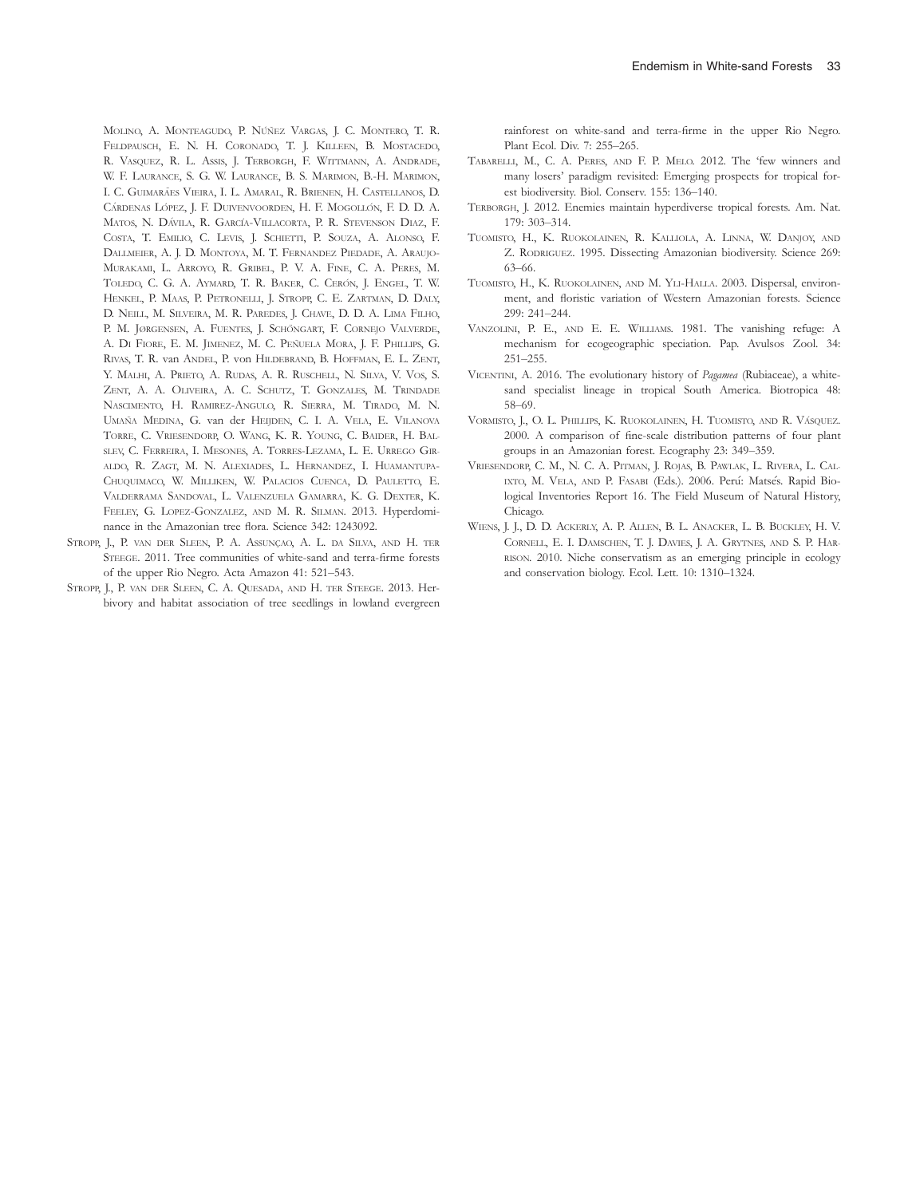Molino, A. Monteagudo, P. Núñez Vargas, J. C. Montero, T. R. Feldpausch, E. N. H. Coronado, T. J. Killeen, B. Mostacedo, R. Vasquez, R. L. Assis, J. Terborgh, F. Wittmann, A. Andrade, W. F. Laurance, S. G. W. Laurance, B. S. Marimon, B.-H. Marimon, I. C. Guimarães Vieira, I. L. Amaral, R. Brienen, H. Castellanos, D. Cárdenas López, J. F. Duivenvoorden, H. F. Mogollón, F. D. D. A. Matos, N. Dávila, R. García-Villacorta, P. R. Stevenson Diaz, F. Costa, T. Emilio, C. Levis, J. Schietti, P. Souza, A. Alonso, F. Dallmeier, A. J. D. Montoya, M. T. Fernandez Piedade, A. Araujo-Murakami, L. Arroyo, R. Gribel, P. V. A. Fine, C. A. Peres, M. Toledo, C. G. A. Aymard, T. R. Baker, C. Cerón, J. Engel, T. W. Henkel, P. Maas, P. Petronelli, J. Stropp, C. E. Zartman, D. Daly, D. Neill, M. Silveira, M. R. Paredes, J. Chave, D. D. A. Lima Filho, P. M. Jørgensen, A. Fuentes, J. Schöngart, F. Cornejo Valverde, A. Di Fiore, E. M. Jimenez, M. C. Peñuela Mora, J. F. Phillips, G. Rivas, T. R. van Andel, P. von Hildebrand, B. Hoffman, E. L. Zent, Y. Malhi, A. Prieto, A. Rudas, A. R. Ruschell, N. Silva, V. Vos, S. Zent, A. A. Oliveira, A. C. Schutz, T. Gonzales, M. Trindade Nascimento, H. Ramirez-Angulo, R. Sierra, M. Tirado, M. N. Umaña Medina, G. van der Heijden, C. I. A. Vela, E. Vilanova Torre, C. Vriesendorp, O. Wang, K. R. Young, C. Baider, H. Balslev, C. Ferreira, I. Mesones, A. Torres-Lezama, L. E. Urrego Giraldo, R. Zagt, M. N. Alexiades, L. Hernandez, I. Huamantupa-Chuquimaco, W. Milliken, W. Palacios Cuenca, D. Pauletto, E. Valderrama Sandoval, L. Valenzuela Gamarra, K. G. Dexter, K. Feeley, G. Lopez-Gonzalez, and M. R. Silman. 2013. Hyperdominance in the Amazonian tree flora. Science 342: 1243092.

Stropp, J., P. van der Sleen, P. A. Assunção, A. L. da Silva, and H. ter Steege. 2011. Tree communities of white-sand and terra-firme forests of the upper Rio Negro. Acta Amazon 41: 521–543.

Stropp, J., P. van der Sleen, C. A. Quesada, and H. ter Steege. 2013. Herbivory and habitat association of tree seedlings in lowland evergreen rainforest on white-sand and terra-firme in the upper Rio Negro. Plant Ecol. Div. 7: 255–265.

Tabarelli, M., C. A. Peres, and F. P. Melo. 2012. The 'few winners and many losers' paradigm revisited: Emerging prospects for tropical forest biodiversity. Biol. Conserv. 155: 136–140.

Terborgh, J. 2012. Enemies maintain hyperdiverse tropical forests. Am. Nat. 179: 303–314.

Tuomisto, H., K. Ruokolainen, R. Kalliola, A. Linna, W. Danjoy, and Z. Rodriguez. 1995. Dissecting Amazonian biodiversity. Science 269: 63–66.

Tuomisto, H., K. Ruokolainen, and M. Yli-Halla. 2003. Dispersal, environment, and floristic variation of Western Amazonian forests. Science 299: 241–244.

Vanzolini, P. E., and E. E. Williams. 1981. The vanishing refuge: A mechanism for ecogeographic speciation. Pap. Avulsos Zool. 34: 251–255.

Vicentini, A. 2016. The evolutionary history of *Pagamea* (Rubiaceae), a white-sand specialist lineage in tropical South America. Biotropica 48: 58–69.

Vormisto, J., O. L. Phillips, K. Ruokolainen, H. Tuomisto, and R. Vásquez. 2000. A comparison of fine-scale distribution patterns of four plant groups in an Amazonian forest. Ecography 23: 349–359.

Vriesendorp, C. M., N. C. A. Pitman, J. Rojas, B. Pawlak, L. Rivera, L. Calixto, M. Vela, and P. Fasabi (Eds.). 2006. Perú: Matsés. Rapid Biological Inventories Report 16. The Field Museum of Natural History, Chicago.

Wiens, J. J., D. D. Ackerly, A. P. Allen, B. L. Anacker, L. B. Buckley, H. V. Cornell, E. I. Damschen, T. J. Davies, J. A. Grytnes, and S. P. Harrison. 2010. Niche conservatism as an emerging principle in ecology and conservation biology. Ecol. Lett. 10: 1310–1324.